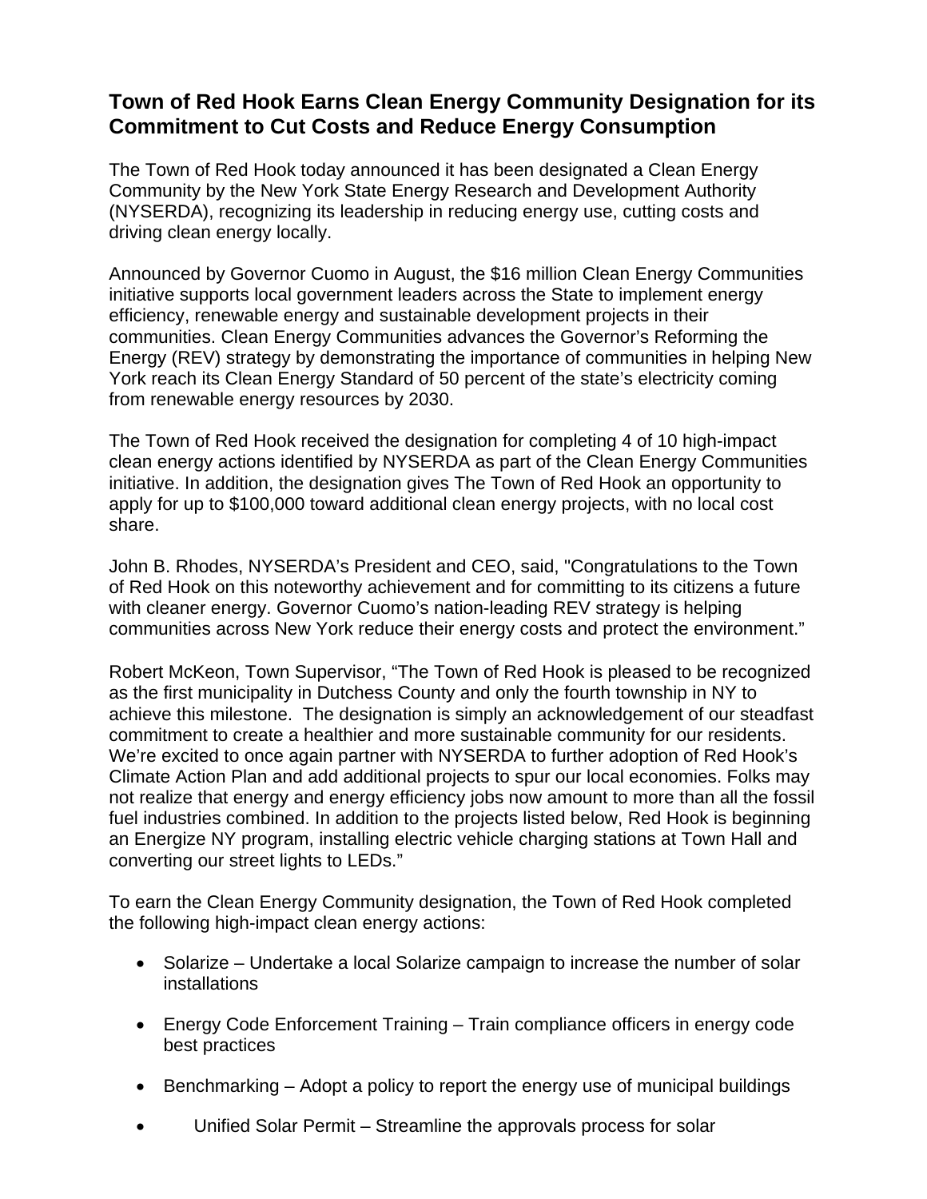# Town of Red Hook Earns Clean Energy Community Designation for its Commitment to Cut Costs and Reduce Energy Consumption

The Town of Red Hook today announced it has been designated a Clean Energy Community by the New York State Energy Research and Development Authority (NYSERDA), recognizing its leadership in reducing energy use, cutting costs and driving clean energy locally.

Announced by Governor Cuomo in August, the $16 million Clean Energy Communities initiative supports local government leaders across the State to implement energy efficiency, renewable energy and sustainable development projects in their communities. Clean Energy Communities advances the Governor's Reforming the Energy (REV) strategy by demonstrating the importance of communities in helping New York reach its Clean Energy Standard of 50 percent of the state's electricity coming from renewable energy resources by 2030.

The Town of Red Hook received the designation for completing 4 of 10 high-impact clean energy actions identified by NYSERDA as part of the Clean Energy Communities initiative. In addition, the designation gives The Town of Red Hook an opportunity to apply for up to $100,000 toward additional clean energy projects, with no local cost share.

John B. Rhodes, NYSERDA's President and CEO, said, "Congratulations to the Town of Red Hook on this noteworthy achievement and for committing to its citizens a future with cleaner energy. Governor Cuomo's nation-leading REV strategy is helping communities across New York reduce their energy costs and protect the environment."

Robert McKeon, Town Supervisor, "The Town of Red Hook is pleased to be recognized as the first municipality in Dutchess County and only the fourth township in NY to achieve this milestone. The designation is simply an acknowledgement of our steadfast commitment to create a healthier and more sustainable community for our residents. We're excited to once again partner with NYSERDA to further adoption of Red Hook's Climate Action Plan and add additional projects to spur our local economies. Folks may not realize that energy and energy efficiency jobs now amount to more than all the fossil fuel industries combined. In addition to the projects listed below, Red Hook is beginning an Energize NY program, installing electric vehicle charging stations at Town Hall and converting our street lights to LEDs."

To earn the Clean Energy Community designation, the Town of Red Hook completed the following high-impact clean energy actions:

- Solarize – Undertake a local Solarize campaign to increase the number of solar installations
- Energy Code Enforcement Training – Train compliance officers in energy code best practices
- Benchmarking – Adopt a policy to report the energy use of municipal buildings
- Unified Solar Permit – Streamline the approvals process for solar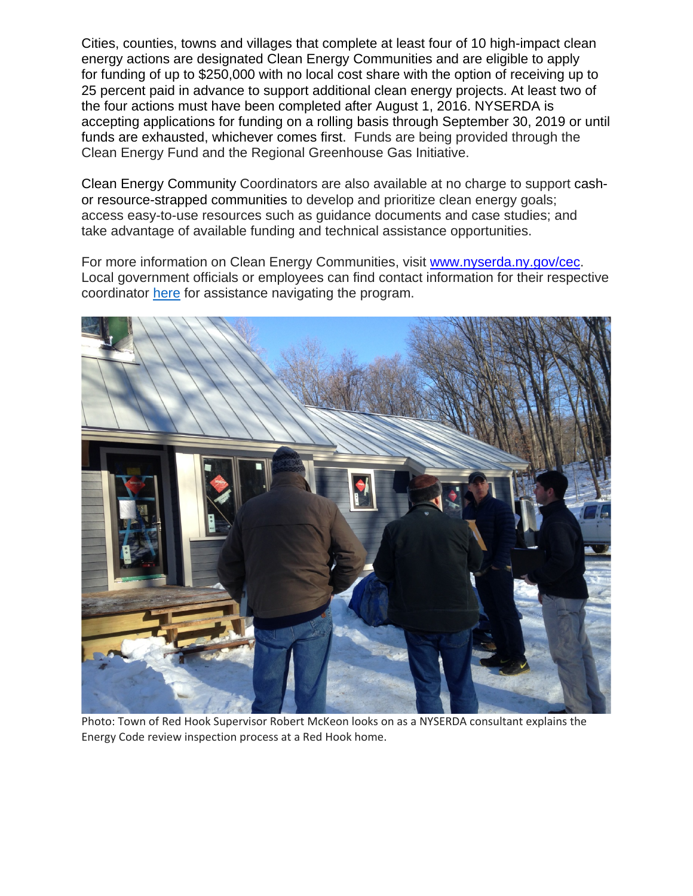Cities, counties, towns and villages that complete at least four of 10 high-impact clean energy actions are designated Clean Energy Communities and are eligible to apply for funding of up to $250,000 with no local cost share with the option of receiving up to 25 percent paid in advance to support additional clean energy projects. At least two of the four actions must have been completed after August 1, 2016. NYSERDA is accepting applications for funding on a rolling basis through September 30, 2019 or until funds are exhausted, whichever comes first. Funds are being provided through the Clean Energy Fund and the Regional Greenhouse Gas Initiative.

Clean Energy Community Coordinators are also available at no charge to support cash- or resource-strapped communities to develop and prioritize clean energy goals; access easy-to-use resources such as guidance documents and case studies; and take advantage of available funding and technical assistance opportunities.

For more information on Clean Energy Communities, visit [www.nyserda.ny.gov/cec](http://www.nyserda.ny.gov/cec). Local government officials or employees can find contact information for their respective coordinator here for assistance navigating the program.

Photo: Town of Red Hook Supervisor Robert McKeon looks on as a NYSERDA consultant explains the Energy Code review inspection process at a Red Hook home.